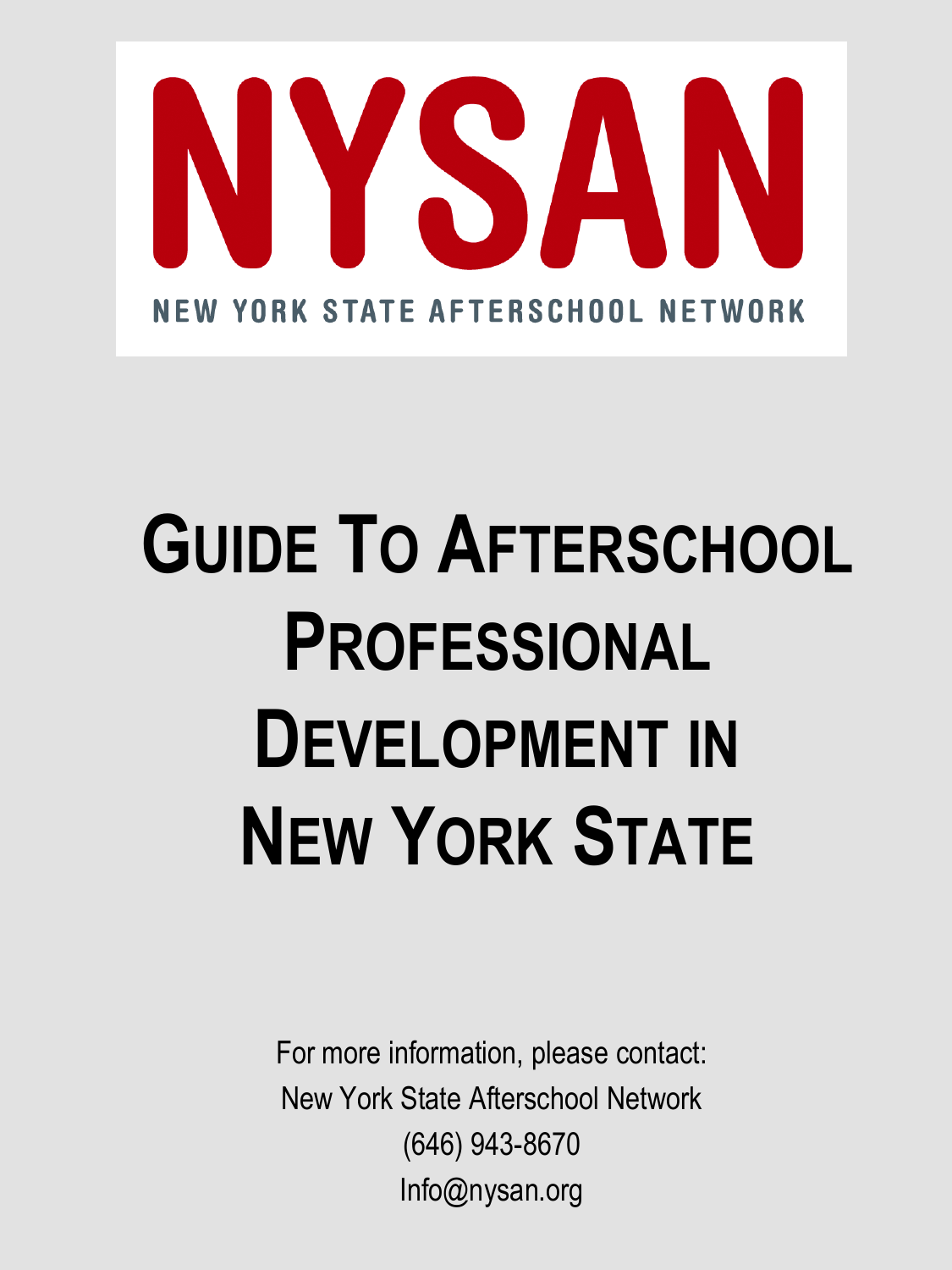NYSAN

NEW YORK STATE AFTERSCHOOL NETWORK

# Guide To Afterschool Professional Development in New York State

For more information, please contact:
New York State Afterschool Network
(646) 943-8670
Info@nysan.org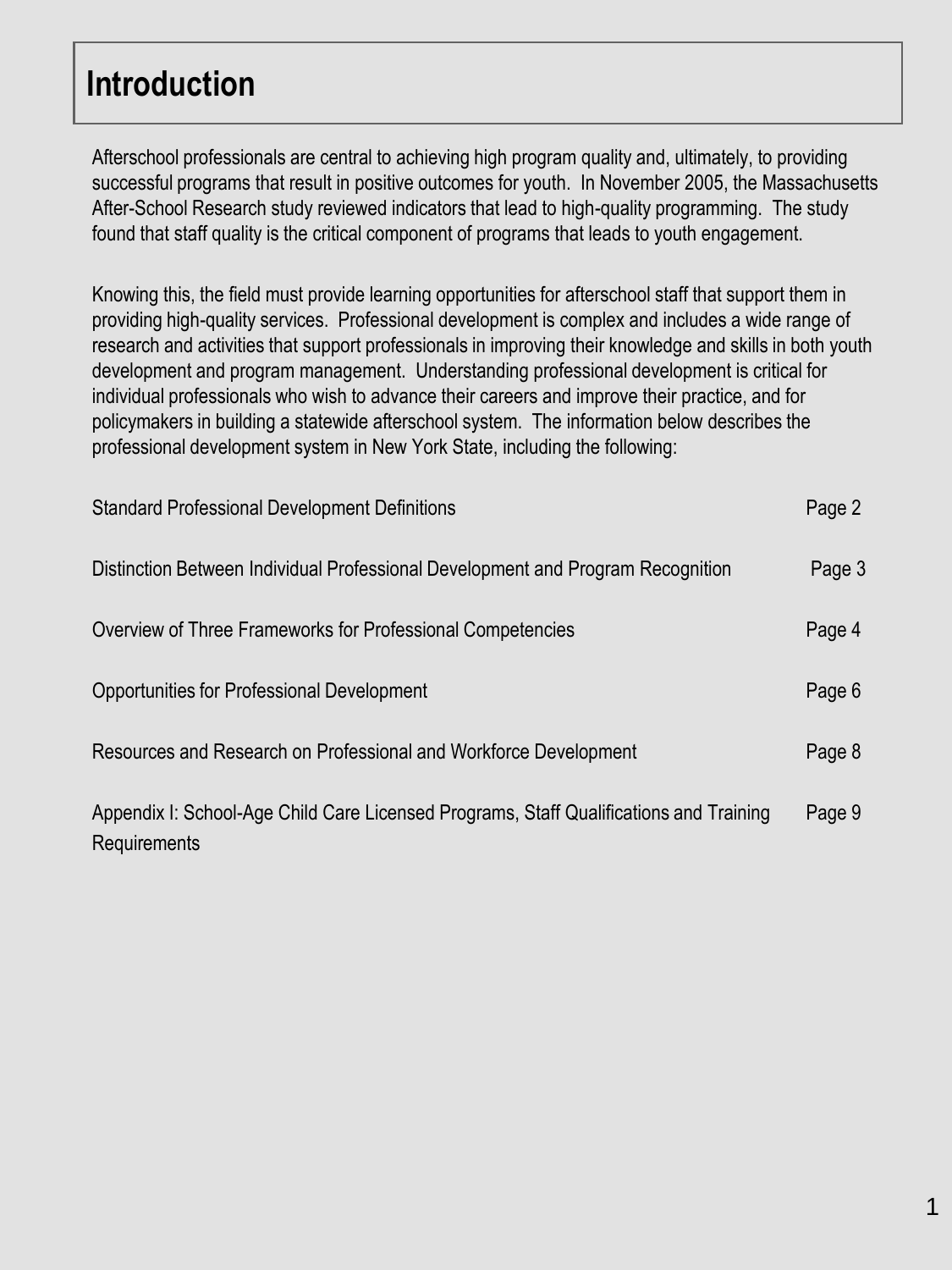# Introduction

Afterschool professionals are central to achieving high program quality and, ultimately, to providing successful programs that result in positive outcomes for youth. In November 2005, the Massachusetts After-School Research study reviewed indicators that lead to high-quality programming. The study found that staff quality is the critical component of programs that leads to youth engagement.

Knowing this, the field must provide learning opportunities for afterschool staff that support them in providing high-quality services. Professional development is complex and includes a wide range of research and activities that support professionals in improving their knowledge and skills in both youth development and program management. Understanding professional development is critical for individual professionals who wish to advance their careers and improve their practice, and for policymakers in building a statewide afterschool system. The information below describes the professional development system in New York State, including the following:

| | |
|---|---|
| Standard Professional Development Definitions | Page 2 |
| Distinction Between Individual Professional Development and Program Recognition | Page 3 |
| Overview of Three Frameworks for Professional Competencies | Page 4 |
| Opportunities for Professional Development | Page 6 |
| Resources and Research on Professional and Workforce Development | Page 8 |
| Appendix I: School-Age Child Care Licensed Programs, Staff Qualifications and Training Requirements | Page 9 |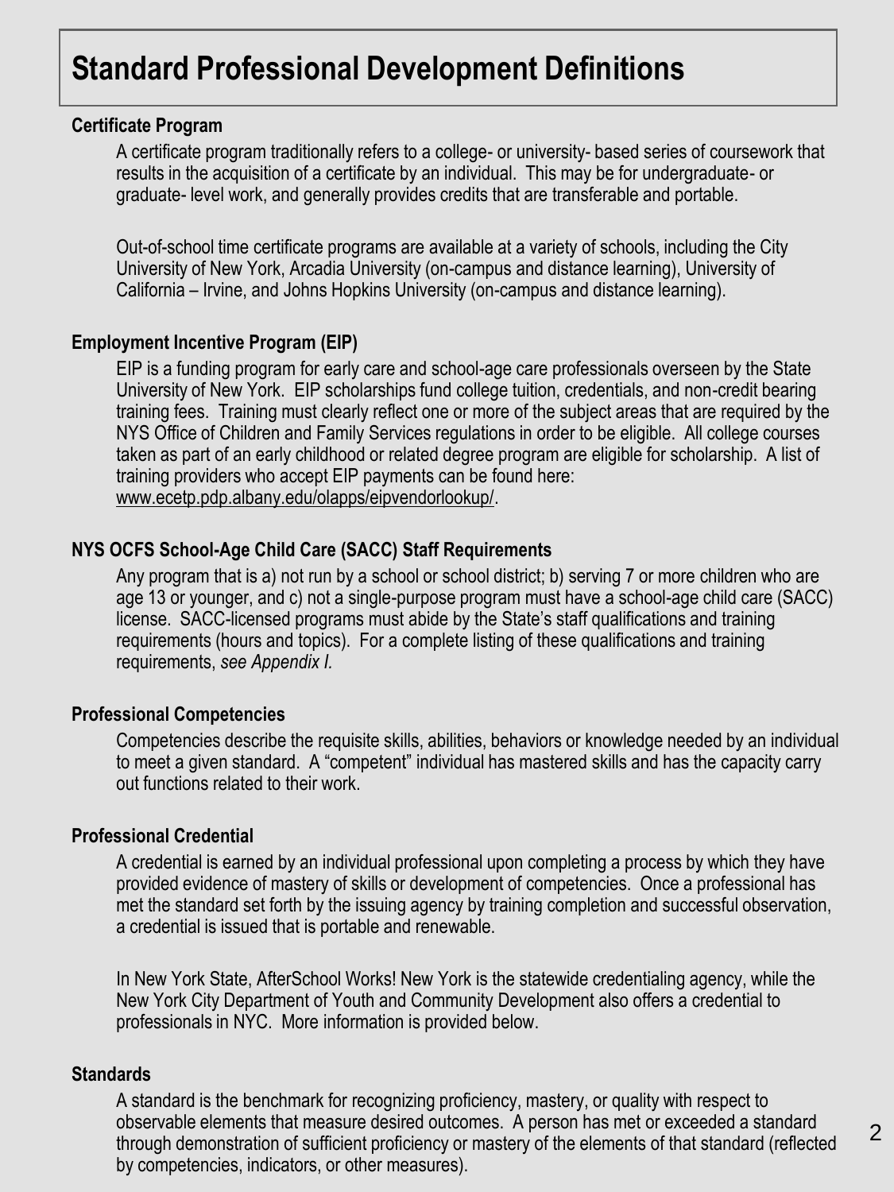# Standard Professional Development Definitions

### Certificate Program

A certificate program traditionally refers to a college- or university- based series of coursework that results in the acquisition of a certificate by an individual. This may be for undergraduate- or graduate- level work, and generally provides credits that are transferable and portable.

Out-of-school time certificate programs are available at a variety of schools, including the City University of New York, Arcadia University (on-campus and distance learning), University of California – Irvine, and Johns Hopkins University (on-campus and distance learning).

### Employment Incentive Program (EIP)

EIP is a funding program for early care and school-age care professionals overseen by the State University of New York. EIP scholarships fund college tuition, credentials, and non-credit bearing training fees. Training must clearly reflect one or more of the subject areas that are required by the NYS Office of Children and Family Services regulations in order to be eligible. All college courses taken as part of an early childhood or related degree program are eligible for scholarship. A list of training providers who accept EIP payments can be found here: www.ecetp.pdp.albany.edu/olapps/eipvendorlookup/.

### NYS OCFS School-Age Child Care (SACC) Staff Requirements

Any program that is a) not run by a school or school district; b) serving 7 or more children who are age 13 or younger, and c) not a single-purpose program must have a school-age child care (SACC) license. SACC-licensed programs must abide by the State's staff qualifications and training requirements (hours and topics). For a complete listing of these qualifications and training requirements, *see Appendix I.*

### Professional Competencies

Competencies describe the requisite skills, abilities, behaviors or knowledge needed by an individual to meet a given standard. A "competent" individual has mastered skills and has the capacity carry out functions related to their work.

### Professional Credential

A credential is earned by an individual professional upon completing a process by which they have provided evidence of mastery of skills or development of competencies. Once a professional has met the standard set forth by the issuing agency by training completion and successful observation, a credential is issued that is portable and renewable.

In New York State, AfterSchool Works! New York is the statewide credentialing agency, while the New York City Department of Youth and Community Development also offers a credential to professionals in NYC. More information is provided below.

### Standards

A standard is the benchmark for recognizing proficiency, mastery, or quality with respect to observable elements that measure desired outcomes. A person has met or exceeded a standard through demonstration of sufficient proficiency or mastery of the elements of that standard (reflected by competencies, indicators, or other measures).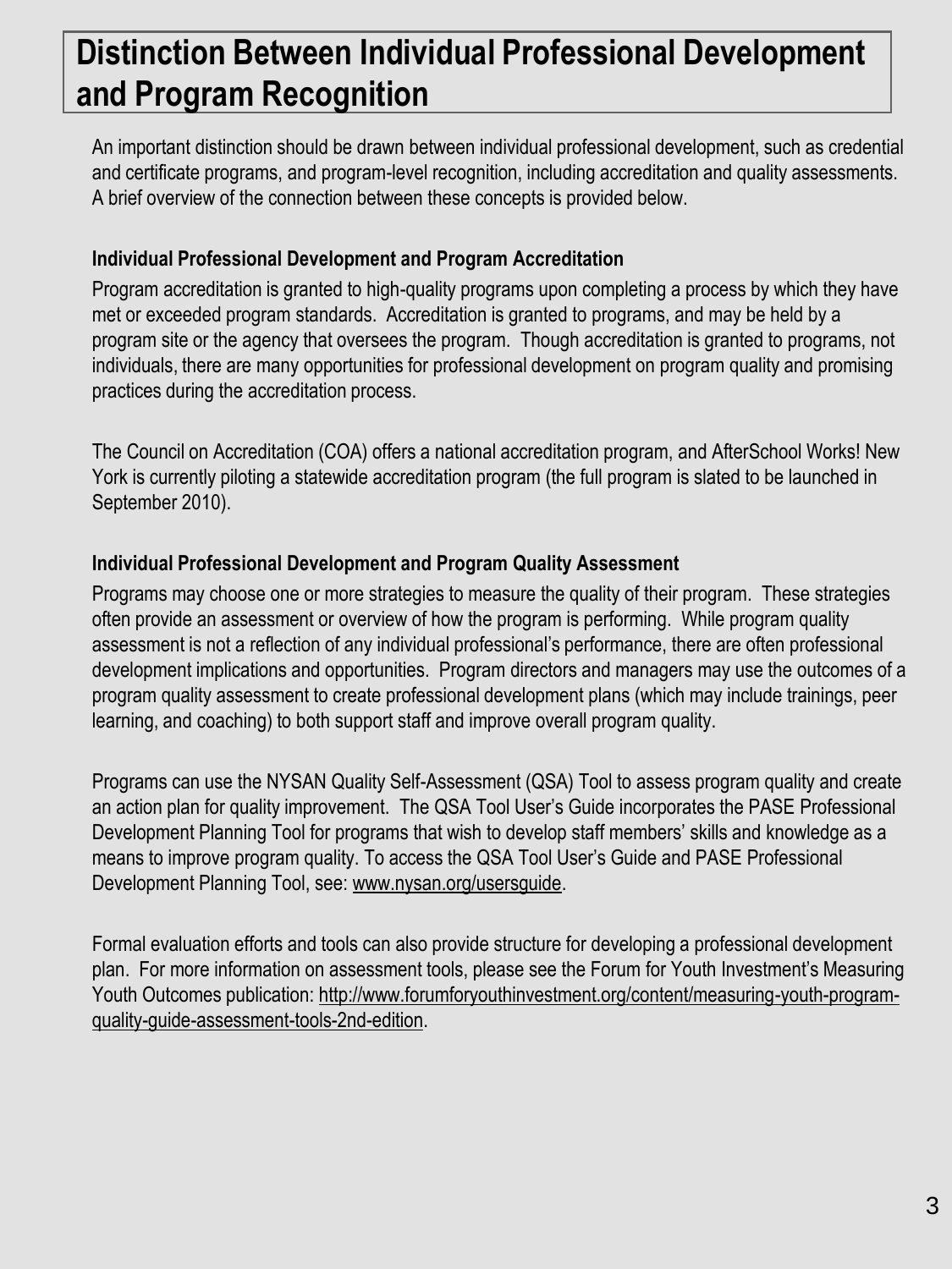# Distinction Between Individual Professional Development and Program Recognition

An important distinction should be drawn between individual professional development, such as credential and certificate programs, and program-level recognition, including accreditation and quality assessments. A brief overview of the connection between these concepts is provided below.

### Individual Professional Development and Program Accreditation

Program accreditation is granted to high-quality programs upon completing a process by which they have met or exceeded program standards. Accreditation is granted to programs, and may be held by a program site or the agency that oversees the program. Though accreditation is granted to programs, not individuals, there are many opportunities for professional development on program quality and promising practices during the accreditation process.

The Council on Accreditation (COA) offers a national accreditation program, and AfterSchool Works! New York is currently piloting a statewide accreditation program (the full program is slated to be launched in September 2010).

### Individual Professional Development and Program Quality Assessment

Programs may choose one or more strategies to measure the quality of their program. These strategies often provide an assessment or overview of how the program is performing. While program quality assessment is not a reflection of any individual professional's performance, there are often professional development implications and opportunities. Program directors and managers may use the outcomes of a program quality assessment to create professional development plans (which may include trainings, peer learning, and coaching) to both support staff and improve overall program quality.

Programs can use the NYSAN Quality Self-Assessment (QSA) Tool to assess program quality and create an action plan for quality improvement. The QSA Tool User's Guide incorporates the PASE Professional Development Planning Tool for programs that wish to develop staff members' skills and knowledge as a means to improve program quality. To access the QSA Tool User's Guide and PASE Professional Development Planning Tool, see: www.nysan.org/usersguide.

Formal evaluation efforts and tools can also provide structure for developing a professional development plan. For more information on assessment tools, please see the Forum for Youth Investment's Measuring Youth Outcomes publication: http://www.forumforyouthinvestment.org/content/measuring-youth-program-quality-guide-assessment-tools-2nd-edition.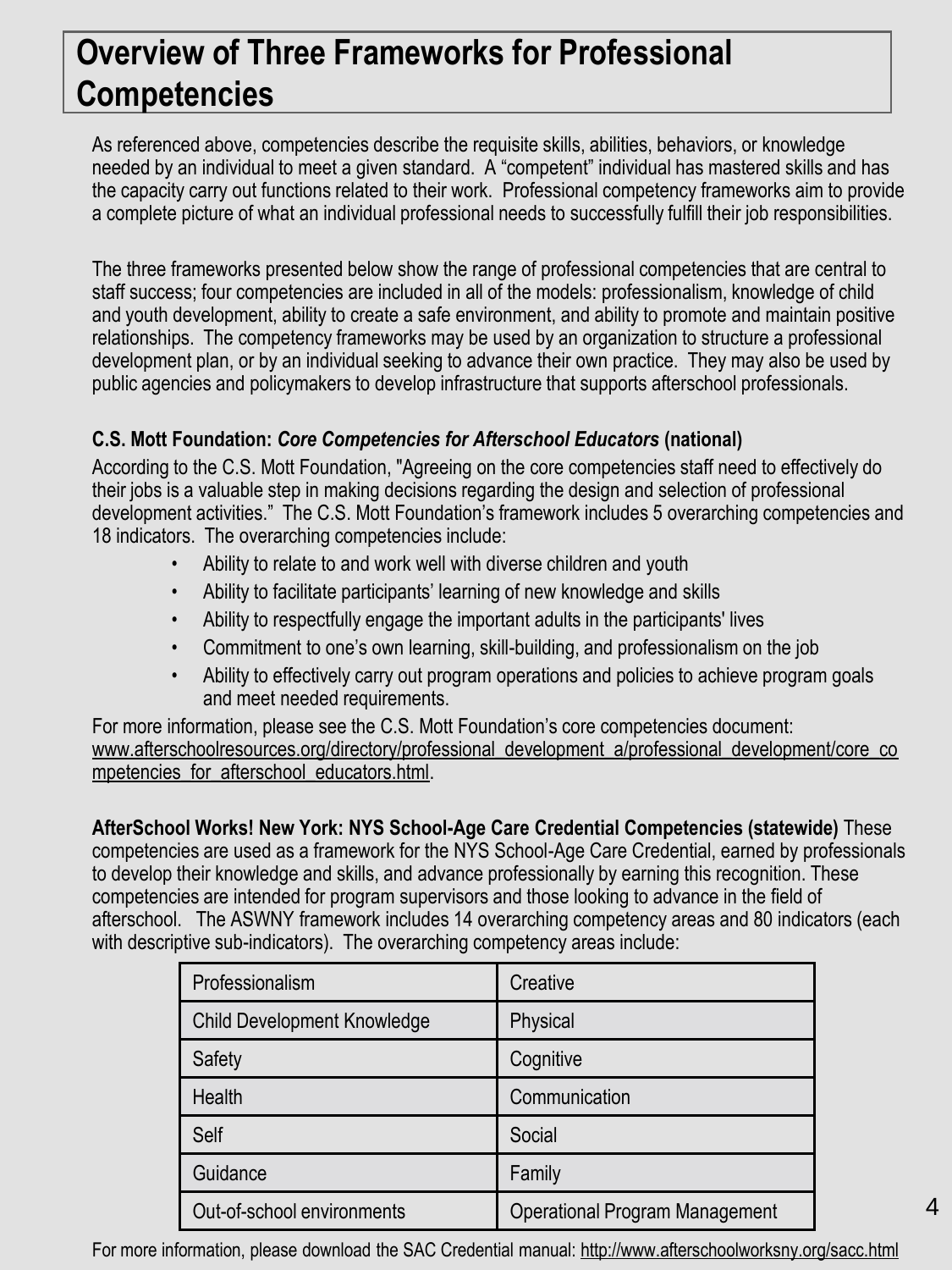# Overview of Three Frameworks for Professional Competencies

As referenced above, competencies describe the requisite skills, abilities, behaviors, or knowledge needed by an individual to meet a given standard. A "competent" individual has mastered skills and has the capacity carry out functions related to their work. Professional competency frameworks aim to provide a complete picture of what an individual professional needs to successfully fulfill their job responsibilities.

The three frameworks presented below show the range of professional competencies that are central to staff success; four competencies are included in all of the models: professionalism, knowledge of child and youth development, ability to create a safe environment, and ability to promote and maintain positive relationships. The competency frameworks may be used by an organization to structure a professional development plan, or by an individual seeking to advance their own practice. They may also be used by public agencies and policymakers to develop infrastructure that supports afterschool professionals.

**C.S. Mott Foundation: *Core Competencies for Afterschool Educators* (national)**

According to the C.S. Mott Foundation, "Agreeing on the core competencies staff need to effectively do their jobs is a valuable step in making decisions regarding the design and selection of professional development activities." The C.S. Mott Foundation's framework includes 5 overarching competencies and 18 indicators. The overarching competencies include:

- Ability to relate to and work well with diverse children and youth
- Ability to facilitate participants' learning of new knowledge and skills
- Ability to respectfully engage the important adults in the participants' lives
- Commitment to one's own learning, skill-building, and professionalism on the job
- Ability to effectively carry out program operations and policies to achieve program goals and meet needed requirements.

For more information, please see the C.S. Mott Foundation's core competencies document: www.afterschoolresources.org/directory/professional_development_a/professional_development/core_competencies_for_afterschool_educators.html.

**AfterSchool Works! New York: NYS School-Age Care Credential Competencies (statewide)** These competencies are used as a framework for the NYS School-Age Care Credential, earned by professionals to develop their knowledge and skills, and advance professionally by earning this recognition. These competencies are intended for program supervisors and those looking to advance in the field of afterschool. The ASWNY framework includes 14 overarching competency areas and 80 indicators (each with descriptive sub-indicators). The overarching competency areas include:

| | |
|---|---|
| Professionalism | Creative |
| Child Development Knowledge | Physical |
| Safety | Cognitive |
| Health | Communication |
| Self | Social |
| Guidance | Family |
| Out-of-school environments | Operational Program Management |

For more information, please download the SAC Credential manual: http://www.afterschoolworksny.org/sacc.html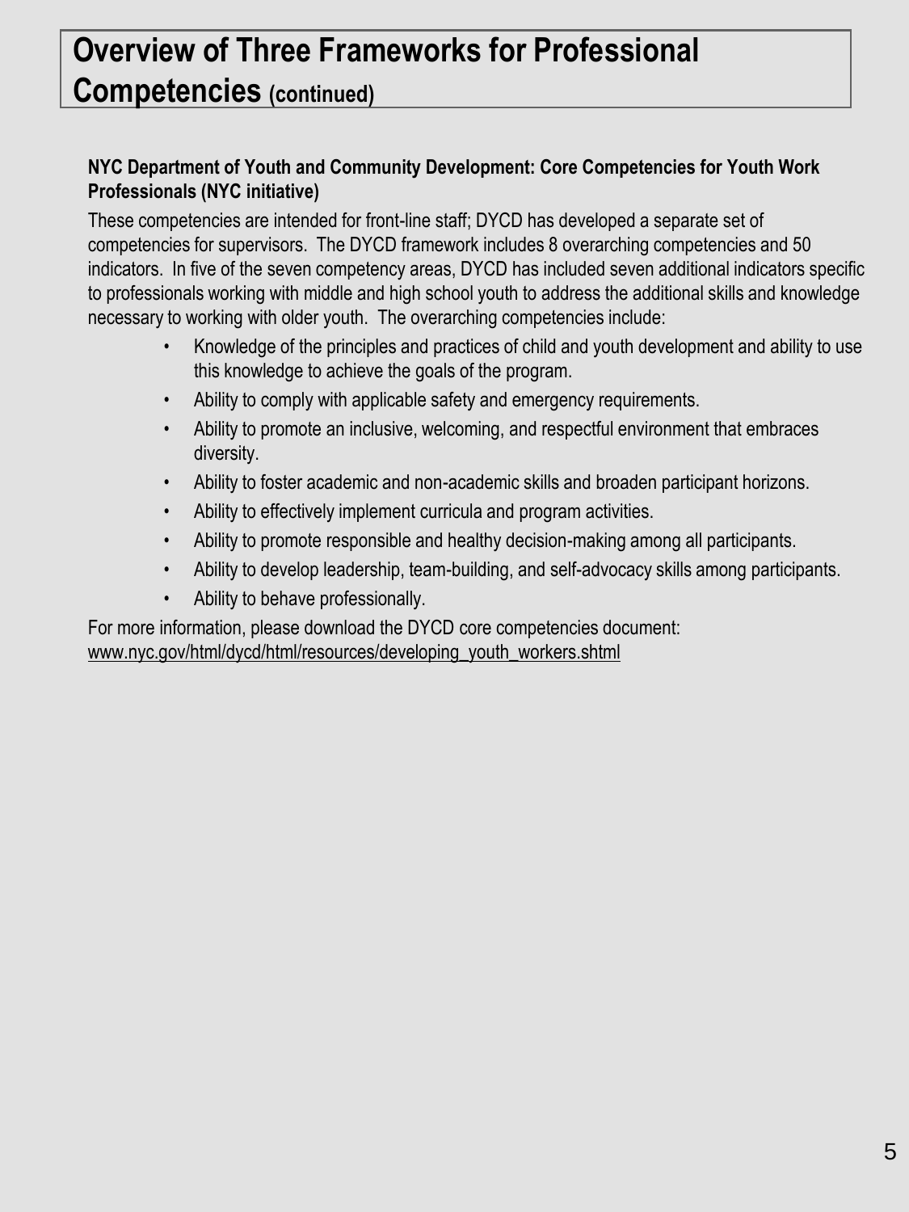# Overview of Three Frameworks for Professional Competencies (continued)

**NYC Department of Youth and Community Development: Core Competencies for Youth Work Professionals (NYC initiative)**

These competencies are intended for front-line staff; DYCD has developed a separate set of competencies for supervisors. The DYCD framework includes 8 overarching competencies and 50 indicators. In five of the seven competency areas, DYCD has included seven additional indicators specific to professionals working with middle and high school youth to address the additional skills and knowledge necessary to working with older youth. The overarching competencies include:

- Knowledge of the principles and practices of child and youth development and ability to use this knowledge to achieve the goals of the program.
- Ability to comply with applicable safety and emergency requirements.
- Ability to promote an inclusive, welcoming, and respectful environment that embraces diversity.
- Ability to foster academic and non-academic skills and broaden participant horizons.
- Ability to effectively implement curricula and program activities.
- Ability to promote responsible and healthy decision-making among all participants.
- Ability to develop leadership, team-building, and self-advocacy skills among participants.
- Ability to behave professionally.

For more information, please download the DYCD core competencies document: www.nyc.gov/html/dycd/html/resources/developing_youth_workers.shtml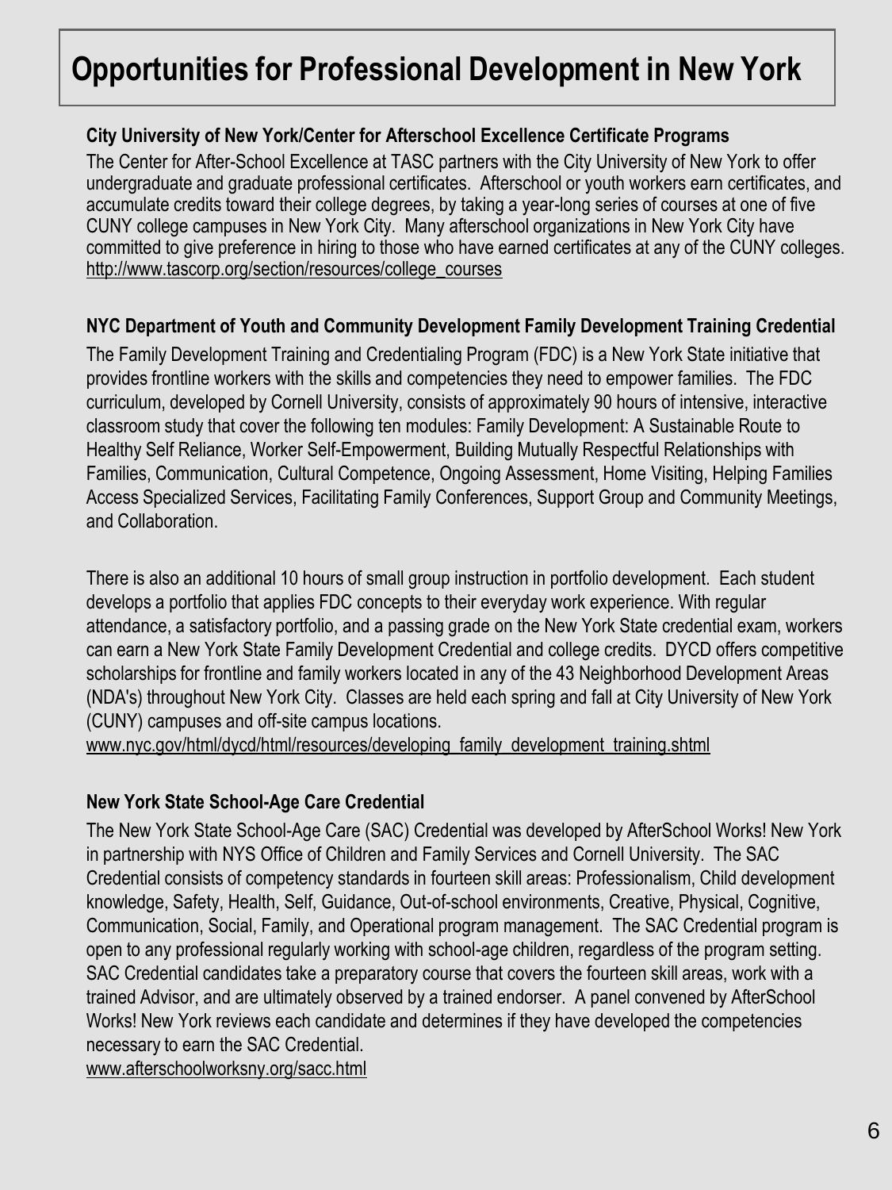# Opportunities for Professional Development in New York

### City University of New York/Center for Afterschool Excellence Certificate Programs

The Center for After-School Excellence at TASC partners with the City University of New York to offer undergraduate and graduate professional certificates. Afterschool or youth workers earn certificates, and accumulate credits toward their college degrees, by taking a year-long series of courses at one of five CUNY college campuses in New York City. Many afterschool organizations in New York City have committed to give preference in hiring to those who have earned certificates at any of the CUNY colleges.
http://www.tascorp.org/section/resources/college_courses

### NYC Department of Youth and Community Development Family Development Training Credential

The Family Development Training and Credentialing Program (FDC) is a New York State initiative that provides frontline workers with the skills and competencies they need to empower families. The FDC curriculum, developed by Cornell University, consists of approximately 90 hours of intensive, interactive classroom study that cover the following ten modules: Family Development: A Sustainable Route to Healthy Self Reliance, Worker Self-Empowerment, Building Mutually Respectful Relationships with Families, Communication, Cultural Competence, Ongoing Assessment, Home Visiting, Helping Families Access Specialized Services, Facilitating Family Conferences, Support Group and Community Meetings, and Collaboration.

There is also an additional 10 hours of small group instruction in portfolio development. Each student develops a portfolio that applies FDC concepts to their everyday work experience. With regular attendance, a satisfactory portfolio, and a passing grade on the New York State credential exam, workers can earn a New York State Family Development Credential and college credits. DYCD offers competitive scholarships for frontline and family workers located in any of the 43 Neighborhood Development Areas (NDA's) throughout New York City. Classes are held each spring and fall at City University of New York (CUNY) campuses and off-site campus locations.
www.nyc.gov/html/dycd/html/resources/developing_family_development_training.shtml

### New York State School-Age Care Credential

The New York State School-Age Care (SAC) Credential was developed by AfterSchool Works! New York in partnership with NYS Office of Children and Family Services and Cornell University. The SAC Credential consists of competency standards in fourteen skill areas: Professionalism, Child development knowledge, Safety, Health, Self, Guidance, Out-of-school environments, Creative, Physical, Cognitive, Communication, Social, Family, and Operational program management. The SAC Credential program is open to any professional regularly working with school-age children, regardless of the program setting. SAC Credential candidates take a preparatory course that covers the fourteen skill areas, work with a trained Advisor, and are ultimately observed by a trained endorser. A panel convened by AfterSchool Works! New York reviews each candidate and determines if they have developed the competencies necessary to earn the SAC Credential.
www.afterschoolworksny.org/sacc.html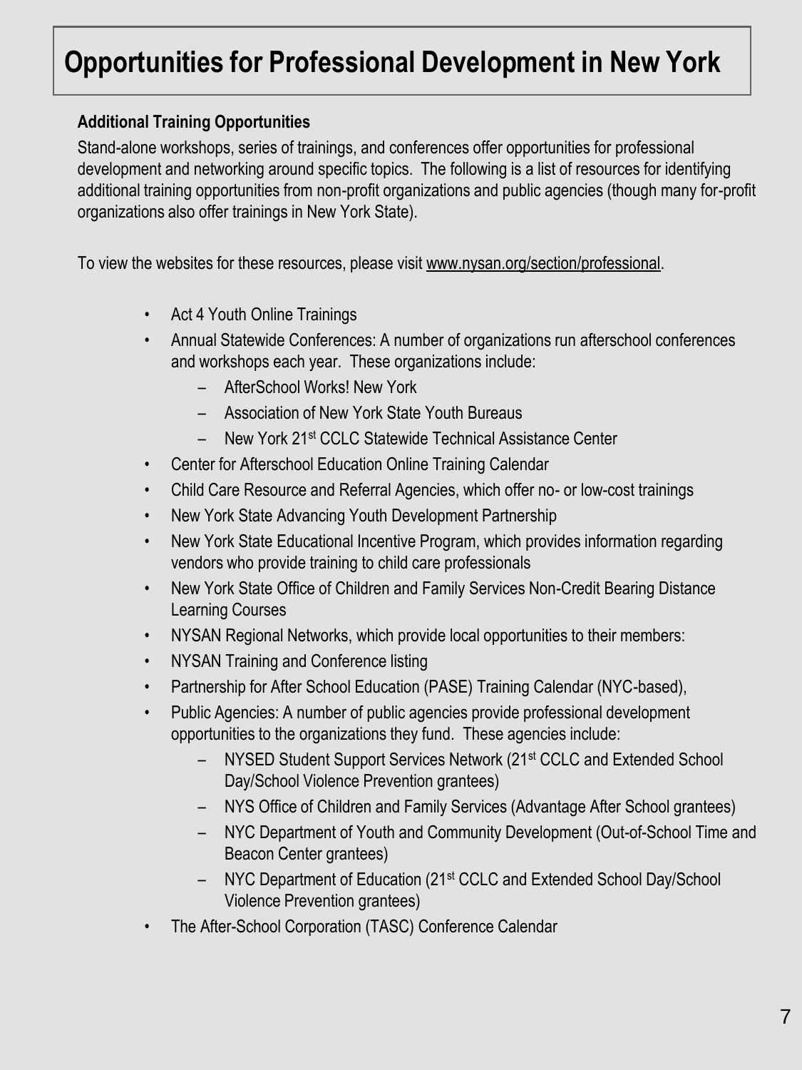# Opportunities for Professional Development in New York

**Additional Training Opportunities**

Stand-alone workshops, series of trainings, and conferences offer opportunities for professional development and networking around specific topics. The following is a list of resources for identifying additional training opportunities from non-profit organizations and public agencies (though many for-profit organizations also offer trainings in New York State).

To view the websites for these resources, please visit www.nysan.org/section/professional.

- Act 4 Youth Online Trainings
- Annual Statewide Conferences: A number of organizations run afterschool conferences and workshops each year. These organizations include:
  - AfterSchool Works! New York
  - Association of New York State Youth Bureaus
  - New York 21st CCLC Statewide Technical Assistance Center
- Center for Afterschool Education Online Training Calendar
- Child Care Resource and Referral Agencies, which offer no- or low-cost trainings
- New York State Advancing Youth Development Partnership
- New York State Educational Incentive Program, which provides information regarding vendors who provide training to child care professionals
- New York State Office of Children and Family Services Non-Credit Bearing Distance Learning Courses
- NYSAN Regional Networks, which provide local opportunities to their members:
- NYSAN Training and Conference listing
- Partnership for After School Education (PASE) Training Calendar (NYC-based),
- Public Agencies: A number of public agencies provide professional development opportunities to the organizations they fund. These agencies include:
  - NYSED Student Support Services Network (21st CCLC and Extended School Day/School Violence Prevention grantees)
  - NYS Office of Children and Family Services (Advantage After School grantees)
  - NYC Department of Youth and Community Development (Out-of-School Time and Beacon Center grantees)
  - NYC Department of Education (21st CCLC and Extended School Day/School Violence Prevention grantees)
- The After-School Corporation (TASC) Conference Calendar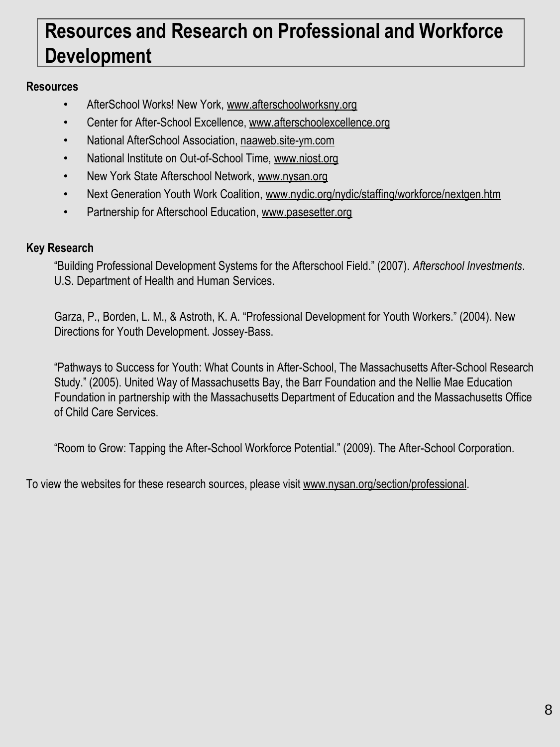# Resources and Research on Professional and Workforce Development

**Resources**

- AfterSchool Works! New York, www.afterschoolworksny.org
- Center for After-School Excellence, www.afterschoolexcellence.org
- National AfterSchool Association, naaweb.site-ym.com
- National Institute on Out-of-School Time, www.niost.org
- New York State Afterschool Network, www.nysan.org
- Next Generation Youth Work Coalition, www.nydic.org/nydic/staffing/workforce/nextgen.htm
- Partnership for Afterschool Education, www.pasesetter.org

**Key Research**

"Building Professional Development Systems for the Afterschool Field." (2007). *Afterschool Investments*. U.S. Department of Health and Human Services.

Garza, P., Borden, L. M., & Astroth, K. A. "Professional Development for Youth Workers." (2004). New Directions for Youth Development. Jossey-Bass.

"Pathways to Success for Youth: What Counts in After-School, The Massachusetts After-School Research Study." (2005). United Way of Massachusetts Bay, the Barr Foundation and the Nellie Mae Education Foundation in partnership with the Massachusetts Department of Education and the Massachusetts Office of Child Care Services.

"Room to Grow: Tapping the After-School Workforce Potential." (2009). The After-School Corporation.

To view the websites for these research sources, please visit www.nysan.org/section/professional.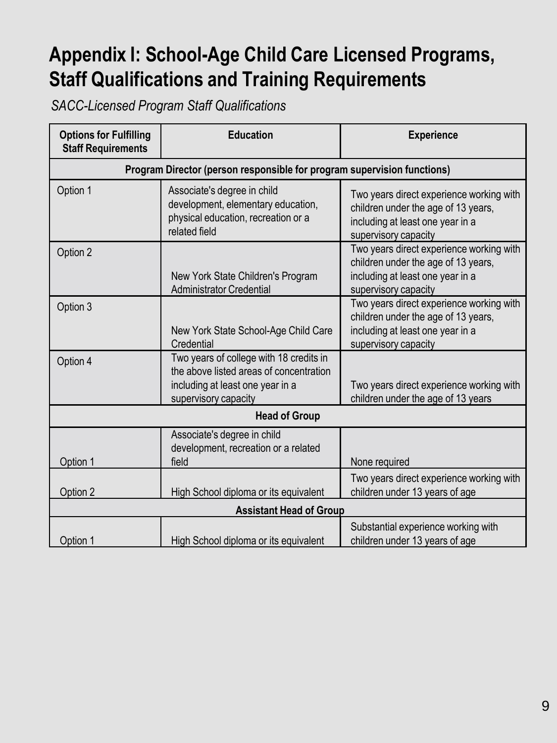# Appendix I: School-Age Child Care Licensed Programs, Staff Qualifications and Training Requirements

*SACC-Licensed Program Staff Qualifications*

| Options for Fulfilling Staff Requirements | Education | Experience |
|---|---|---|
| **Program Director (person responsible for program supervision functions)** | | |
| Option 1 | Associate's degree in child development, elementary education, physical education, recreation or a related field | Two years direct experience working with children under the age of 13 years, including at least one year in a supervisory capacity |
| Option 2 | New York State Children's Program Administrator Credential | Two years direct experience working with children under the age of 13 years, including at least one year in a supervisory capacity |
| Option 3 | New York State School-Age Child Care Credential | Two years direct experience working with children under the age of 13 years, including at least one year in a supervisory capacity |
| Option 4 | Two years of college with 18 credits in the above listed areas of concentration including at least one year in a supervisory capacity | Two years direct experience working with children under the age of 13 years |
| **Head of Group** | | |
| Option 1 | Associate's degree in child development, recreation or a related field | None required |
| Option 2 | High School diploma or its equivalent | Two years direct experience working with children under 13 years of age |
| **Assistant Head of Group** | | |
| Option 1 | High School diploma or its equivalent | Substantial experience working with children under 13 years of age |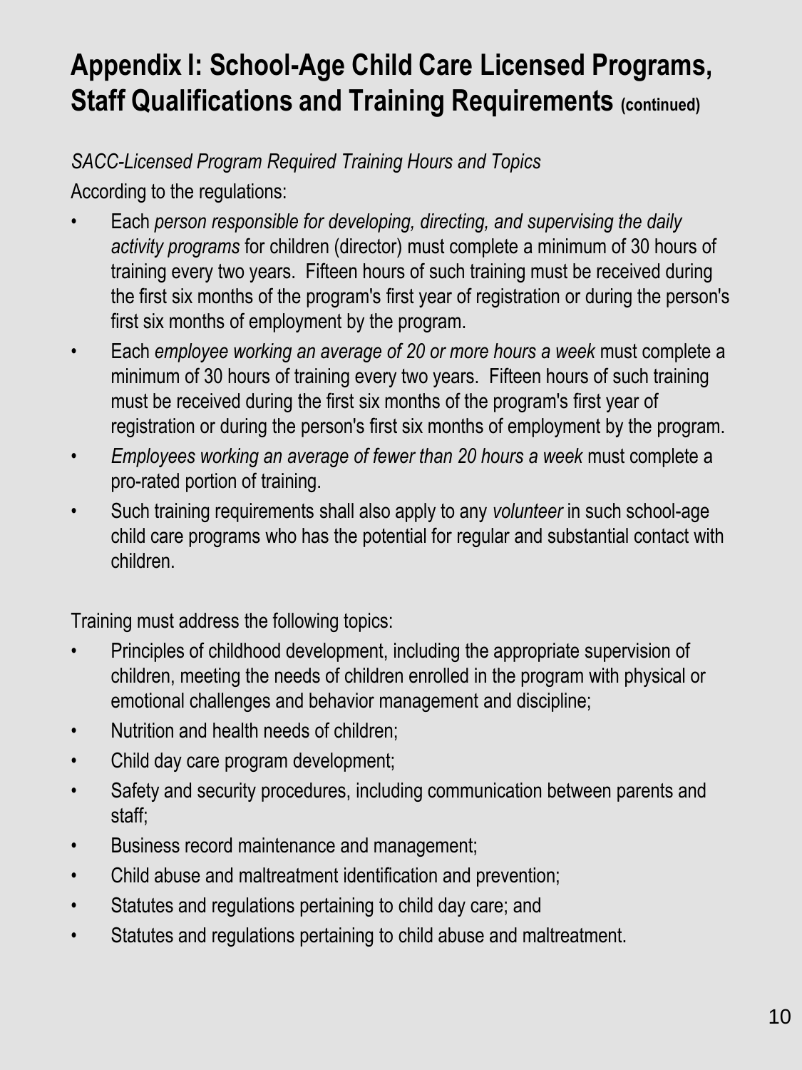# Appendix I: School-Age Child Care Licensed Programs, Staff Qualifications and Training Requirements (continued)

*SACC-Licensed Program Required Training Hours and Topics*

According to the regulations:

- Each *person responsible for developing, directing, and supervising the daily activity programs* for children (director) must complete a minimum of 30 hours of training every two years. Fifteen hours of such training must be received during the first six months of the program's first year of registration or during the person's first six months of employment by the program.
- Each *employee working an average of 20 or more hours a week* must complete a minimum of 30 hours of training every two years. Fifteen hours of such training must be received during the first six months of the program's first year of registration or during the person's first six months of employment by the program.
- *Employees working an average of fewer than 20 hours a week* must complete a pro-rated portion of training.
- Such training requirements shall also apply to any *volunteer* in such school-age child care programs who has the potential for regular and substantial contact with children.

Training must address the following topics:

- Principles of childhood development, including the appropriate supervision of children, meeting the needs of children enrolled in the program with physical or emotional challenges and behavior management and discipline;
- Nutrition and health needs of children;
- Child day care program development;
- Safety and security procedures, including communication between parents and staff;
- Business record maintenance and management;
- Child abuse and maltreatment identification and prevention;
- Statutes and regulations pertaining to child day care; and
- Statutes and regulations pertaining to child abuse and maltreatment.